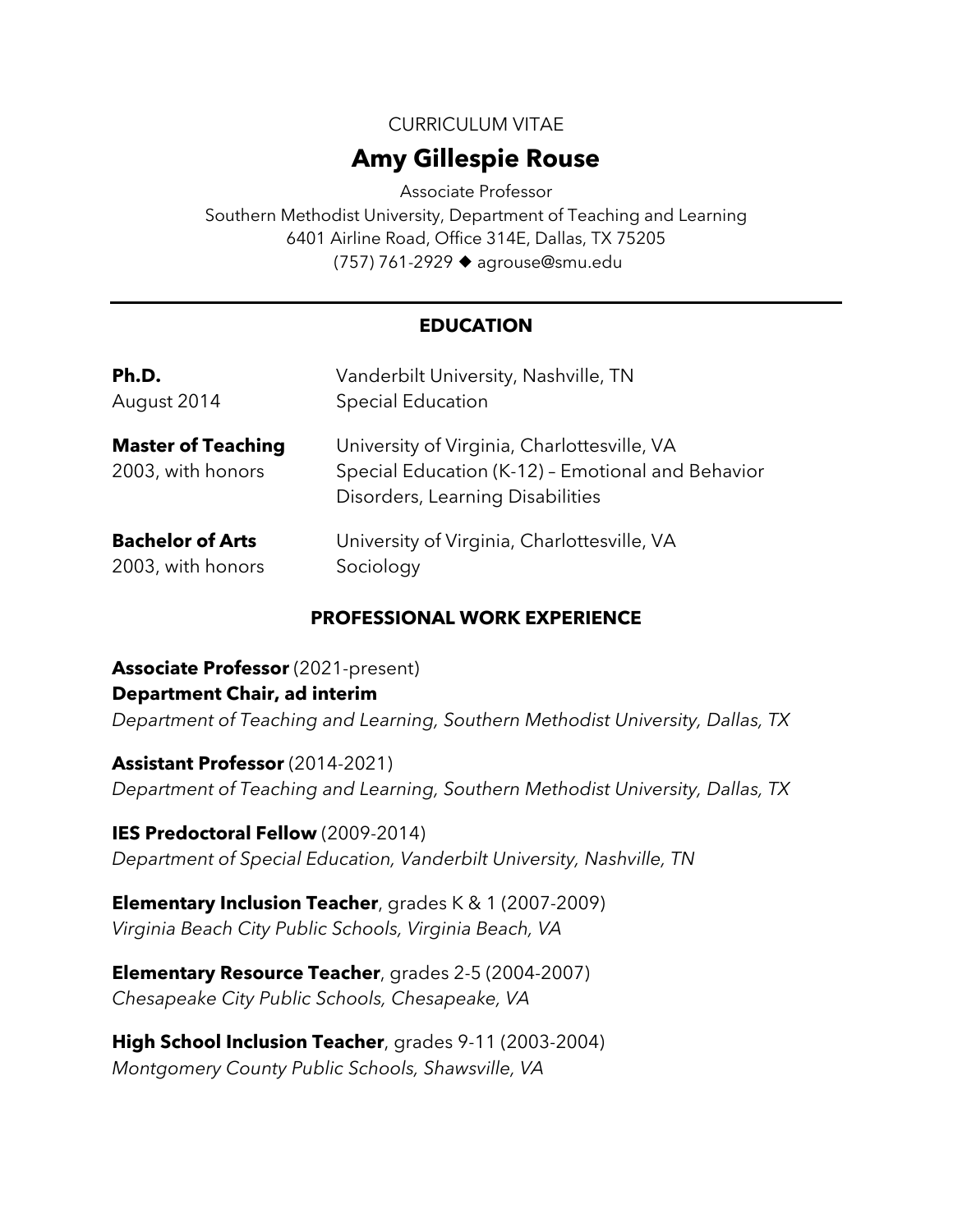CURRICULUM VITAE

# Amy Gillespie Rouse

Associate Professor
Southern Methodist University, Department of Teaching and Learning
6401 Airline Road, Office 314E, Dallas, TX 75205
(757) 761-2929 ◆ agrouse@smu.edu

---

## EDUCATION

**Ph.D.**
August 2014
Vanderbilt University, Nashville, TN
Special Education

**Master of Teaching**
2003, with honors
University of Virginia, Charlottesville, VA
Special Education (K-12) – Emotional and Behavior Disorders, Learning Disabilities

**Bachelor of Arts**
2003, with honors
University of Virginia, Charlottesville, VA
Sociology

## PROFESSIONAL WORK EXPERIENCE

**Associate Professor** (2021-present)
**Department Chair, ad interim**
*Department of Teaching and Learning, Southern Methodist University, Dallas, TX*

**Assistant Professor** (2014-2021)
*Department of Teaching and Learning, Southern Methodist University, Dallas, TX*

**IES Predoctoral Fellow** (2009-2014)
*Department of Special Education, Vanderbilt University, Nashville, TN*

**Elementary Inclusion Teacher**, grades K & 1 (2007-2009)
*Virginia Beach City Public Schools, Virginia Beach, VA*

**Elementary Resource Teacher**, grades 2-5 (2004-2007)
*Chesapeake City Public Schools, Chesapeake, VA*

**High School Inclusion Teacher**, grades 9-11 (2003-2004)
*Montgomery County Public Schools, Shawsville, VA*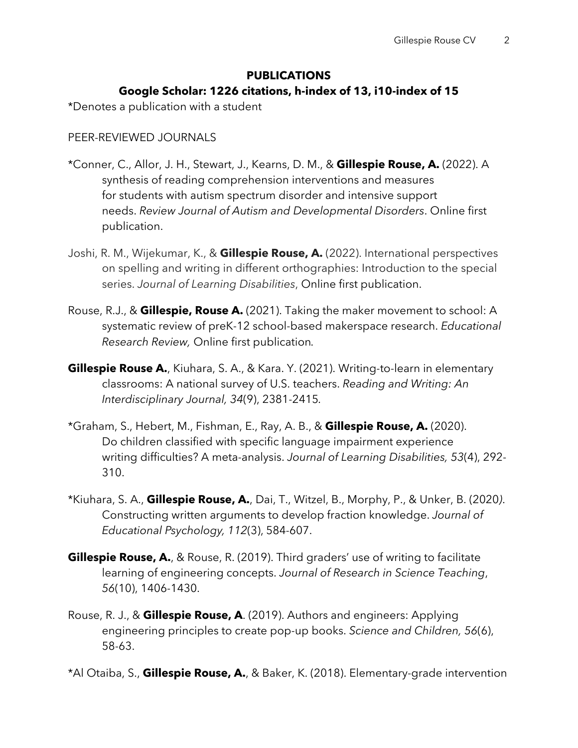## PUBLICATIONS

### Google Scholar: 1226 citations, h-index of 13, i10-index of 15

*Denotes a publication with a student

PEER-REVIEWED JOURNALS

*Conner, C., Allor, J. H., Stewart, J., Kearns, D. M., & **Gillespie Rouse, A.** (2022). A synthesis of reading comprehension interventions and measures for students with autism spectrum disorder and intensive support needs. *Review Journal of Autism and Developmental Disorders*. Online first publication.

Joshi, R. M., Wijekumar, K., & **Gillespie Rouse, A.** (2022). International perspectives on spelling and writing in different orthographies: Introduction to the special series. *Journal of Learning Disabilities*, Online first publication.

Rouse, R.J., & **Gillespie, Rouse A.** (2021). Taking the maker movement to school: A systematic review of preK-12 school-based makerspace research. *Educational Research Review,* Online first publication.

**Gillespie Rouse A.**, Kiuhara, S. A., & Kara. Y. (2021). Writing-to-learn in elementary classrooms: A national survey of U.S. teachers. *Reading and Writing: An Interdisciplinary Journal, 34*(9), 2381-2415.

*Graham, S., Hebert, M., Fishman, E., Ray, A. B., & **Gillespie Rouse, A.** (2020). Do children classified with specific language impairment experience writing difficulties? A meta-analysis. *Journal of Learning Disabilities, 53*(4), 292-310.

*Kiuhara, S. A., **Gillespie Rouse, A.**, Dai, T., Witzel, B., Morphy, P., & Unker, B. (2020). Constructing written arguments to develop fraction knowledge. *Journal of Educational Psychology, 112*(3), 584-607.

**Gillespie Rouse, A.**, & Rouse, R. (2019). Third graders' use of writing to facilitate learning of engineering concepts. *Journal of Research in Science Teaching*, *56*(10), 1406-1430.

Rouse, R. J., & **Gillespie Rouse, A**. (2019). Authors and engineers: Applying engineering principles to create pop-up books. *Science and Children, 56*(6), 58-63.

*Al Otaiba, S., **Gillespie Rouse, A.**, & Baker, K. (2018). Elementary-grade intervention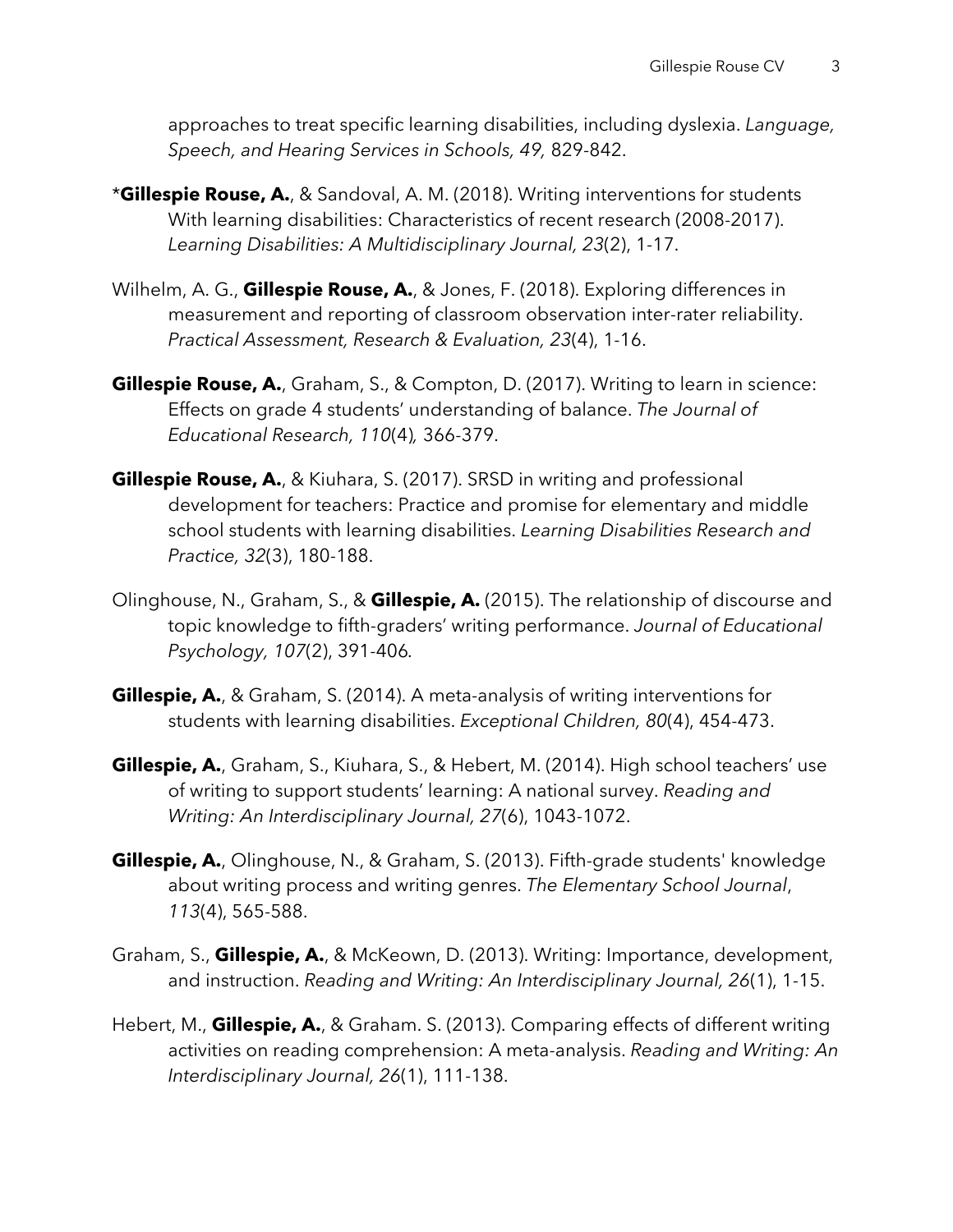approaches to treat specific learning disabilities, including dyslexia. *Language, Speech, and Hearing Services in Schools, 49,* 829-842.

*__Gillespie Rouse, A.__, & Sandoval, A. M. (2018). Writing interventions for students With learning disabilities: Characteristics of recent research (2008-2017). *Learning Disabilities: A Multidisciplinary Journal, 23*(2), 1-17.

Wilhelm, A. G., **Gillespie Rouse, A.**, & Jones, F. (2018). Exploring differences in measurement and reporting of classroom observation inter-rater reliability. *Practical Assessment, Research & Evaluation, 23*(4), 1-16.

**Gillespie Rouse, A.**, Graham, S., & Compton, D. (2017). Writing to learn in science: Effects on grade 4 students' understanding of balance. *The Journal of Educational Research, 110*(4)*,* 366-379.

**Gillespie Rouse, A.**, & Kiuhara, S. (2017). SRSD in writing and professional development for teachers: Practice and promise for elementary and middle school students with learning disabilities. *Learning Disabilities Research and Practice, 32*(3), 180-188.

Olinghouse, N., Graham, S., & **Gillespie, A.** (2015). The relationship of discourse and topic knowledge to fifth-graders' writing performance. *Journal of Educational Psychology, 107*(2), 391-406*.*

**Gillespie, A.**, & Graham, S. (2014). A meta-analysis of writing interventions for students with learning disabilities. *Exceptional Children, 80*(4), 454-473.

**Gillespie, A.**, Graham, S., Kiuhara, S., & Hebert, M. (2014). High school teachers' use of writing to support students' learning: A national survey. *Reading and Writing: An Interdisciplinary Journal, 27*(6), 1043-1072.

**Gillespie, A.**, Olinghouse, N., & Graham, S. (2013). Fifth-grade students' knowledge about writing process and writing genres. *The Elementary School Journal*, *113*(4), 565-588.

Graham, S., **Gillespie, A.**, & McKeown, D. (2013). Writing: Importance, development, and instruction. *Reading and Writing: An Interdisciplinary Journal, 26*(1), 1-15.

Hebert, M., **Gillespie, A.**, & Graham. S. (2013). Comparing effects of different writing activities on reading comprehension: A meta-analysis. *Reading and Writing: An Interdisciplinary Journal, 26*(1), 111-138.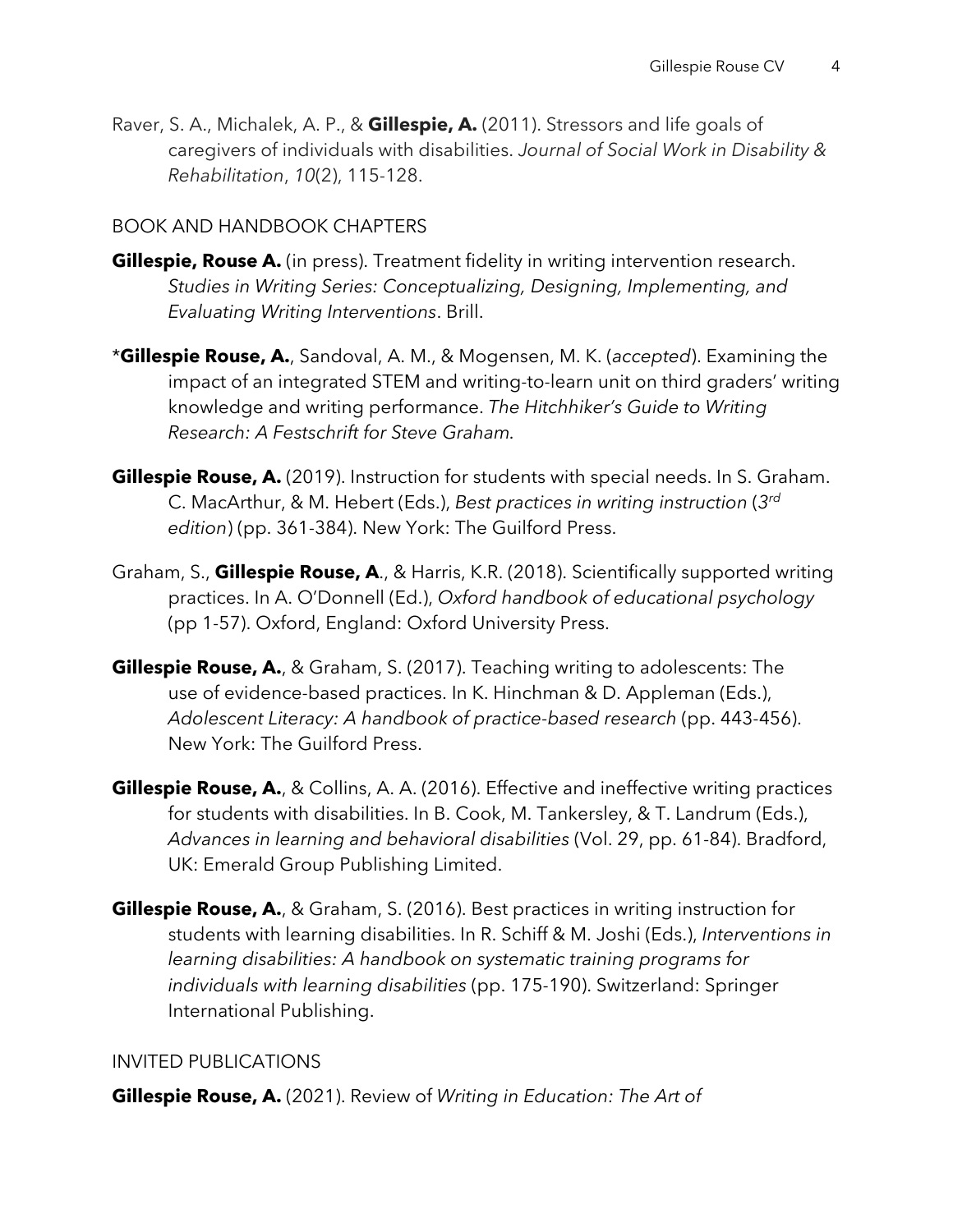Raver, S. A., Michalek, A. P., & **Gillespie, A.** (2011). Stressors and life goals of caregivers of individuals with disabilities. *Journal of Social Work in Disability & Rehabilitation*, *10*(2), 115-128.

BOOK AND HANDBOOK CHAPTERS

**Gillespie, Rouse A.** (in press). Treatment fidelity in writing intervention research. *Studies in Writing Series: Conceptualizing, Designing, Implementing, and Evaluating Writing Interventions*. Brill.

*​**Gillespie Rouse, A.**, Sandoval, A. M., & Mogensen, M. K. (*accepted*). Examining the impact of an integrated STEM and writing-to-learn unit on third graders' writing knowledge and writing performance. *The Hitchhiker's Guide to Writing Research: A Festschrift for Steve Graham*.

**Gillespie Rouse, A.** (2019). Instruction for students with special needs. In S. Graham. C. MacArthur, & M. Hebert (Eds.), *Best practices in writing instruction* (*3rd edition*) (pp. 361-384). New York: The Guilford Press.

Graham, S., **Gillespie Rouse, A**., & Harris, K.R. (2018). Scientifically supported writing practices. In A. O'Donnell (Ed.), *Oxford handbook of educational psychology* (pp 1-57). Oxford, England: Oxford University Press.

**Gillespie Rouse, A.**, & Graham, S. (2017). Teaching writing to adolescents: The use of evidence-based practices. In K. Hinchman & D. Appleman (Eds.), *Adolescent Literacy: A handbook of practice-based research* (pp. 443-456). New York: The Guilford Press.

**Gillespie Rouse, A.**, & Collins, A. A. (2016). Effective and ineffective writing practices for students with disabilities. In B. Cook, M. Tankersley, & T. Landrum (Eds.), *Advances in learning and behavioral disabilities* (Vol. 29, pp. 61-84). Bradford, UK: Emerald Group Publishing Limited.

**Gillespie Rouse, A.**, & Graham, S. (2016). Best practices in writing instruction for students with learning disabilities. In R. Schiff & M. Joshi (Eds.), *Interventions in learning disabilities: A handbook on systematic training programs for individuals with learning disabilities* (pp. 175-190). Switzerland: Springer International Publishing.

INVITED PUBLICATIONS

**Gillespie Rouse, A.** (2021). Review of *Writing in Education: The Art of*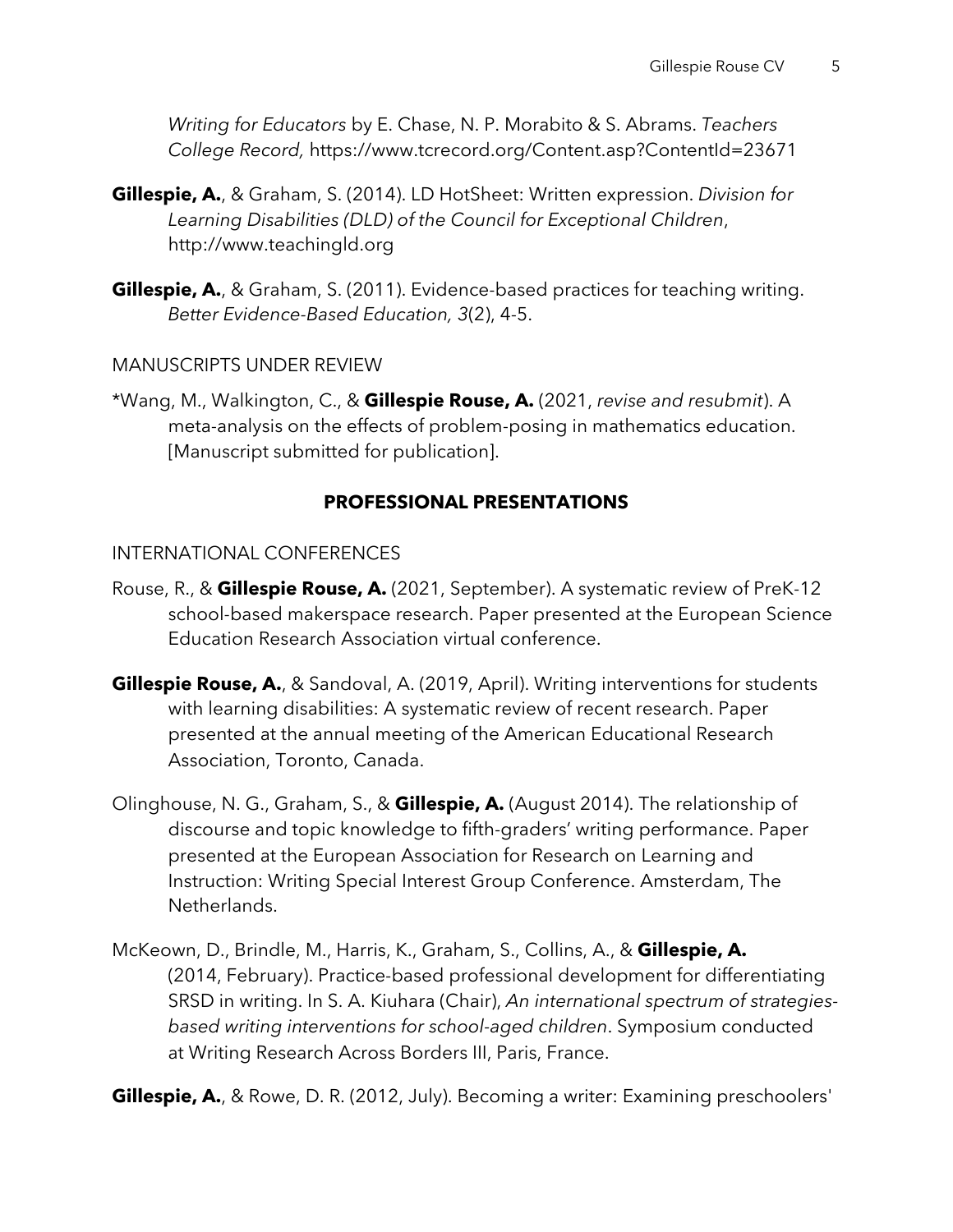*Writing for Educators* by E. Chase, N. P. Morabito & S. Abrams. *Teachers College Record,* https://www.tcrecord.org/Content.asp?ContentId=23671

**Gillespie, A.**, & Graham, S. (2014). LD HotSheet: Written expression. *Division for Learning Disabilities (DLD) of the Council for Exceptional Children*, http://www.teachingld.org

**Gillespie, A.**, & Graham, S. (2011). Evidence-based practices for teaching writing. *Better Evidence-Based Education, 3*(2), 4-5.

MANUSCRIPTS UNDER REVIEW

*Wang, M., Walkington, C., & **Gillespie Rouse, A.** (2021, *revise and resubmit*). A meta-analysis on the effects of problem-posing in mathematics education. [Manuscript submitted for publication].

## PROFESSIONAL PRESENTATIONS

INTERNATIONAL CONFERENCES

Rouse, R., & **Gillespie Rouse, A.** (2021, September). A systematic review of PreK-12 school-based makerspace research. Paper presented at the European Science Education Research Association virtual conference.

**Gillespie Rouse, A.**, & Sandoval, A. (2019, April). Writing interventions for students with learning disabilities: A systematic review of recent research. Paper presented at the annual meeting of the American Educational Research Association, Toronto, Canada.

Olinghouse, N. G., Graham, S., & **Gillespie, A.** (August 2014). The relationship of discourse and topic knowledge to fifth-graders' writing performance. Paper presented at the European Association for Research on Learning and Instruction: Writing Special Interest Group Conference. Amsterdam, The Netherlands.

McKeown, D., Brindle, M., Harris, K., Graham, S., Collins, A., & **Gillespie, A.** (2014, February). Practice-based professional development for differentiating SRSD in writing. In S. A. Kiuhara (Chair), *An international spectrum of strategies-based writing interventions for school-aged children*. Symposium conducted at Writing Research Across Borders III, Paris, France.

**Gillespie, A.**, & Rowe, D. R. (2012, July). Becoming a writer: Examining preschoolers'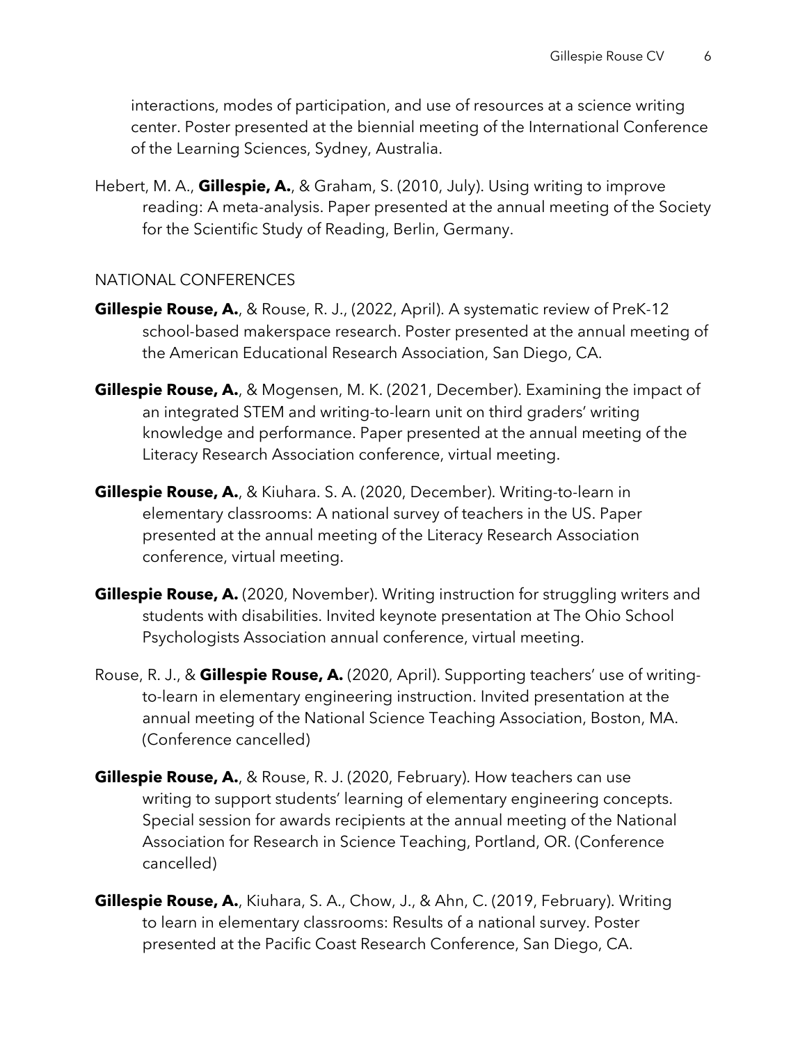interactions, modes of participation, and use of resources at a science writing center. Poster presented at the biennial meeting of the International Conference of the Learning Sciences, Sydney, Australia.

Hebert, M. A., **Gillespie, A.**, & Graham, S. (2010, July). Using writing to improve reading: A meta-analysis. Paper presented at the annual meeting of the Society for the Scientific Study of Reading, Berlin, Germany.

NATIONAL CONFERENCES

**Gillespie Rouse, A.**, & Rouse, R. J., (2022, April). A systematic review of PreK-12 school-based makerspace research. Poster presented at the annual meeting of the American Educational Research Association, San Diego, CA.

**Gillespie Rouse, A.**, & Mogensen, M. K. (2021, December). Examining the impact of an integrated STEM and writing-to-learn unit on third graders' writing knowledge and performance. Paper presented at the annual meeting of the Literacy Research Association conference, virtual meeting.

**Gillespie Rouse, A.**, & Kiuhara. S. A. (2020, December). Writing-to-learn in elementary classrooms: A national survey of teachers in the US. Paper presented at the annual meeting of the Literacy Research Association conference, virtual meeting.

**Gillespie Rouse, A.** (2020, November). Writing instruction for struggling writers and students with disabilities. Invited keynote presentation at The Ohio School Psychologists Association annual conference, virtual meeting.

Rouse, R. J., & **Gillespie Rouse, A.** (2020, April). Supporting teachers' use of writing-to-learn in elementary engineering instruction. Invited presentation at the annual meeting of the National Science Teaching Association, Boston, MA. (Conference cancelled)

**Gillespie Rouse, A.**, & Rouse, R. J. (2020, February). How teachers can use writing to support students' learning of elementary engineering concepts. Special session for awards recipients at the annual meeting of the National Association for Research in Science Teaching, Portland, OR. (Conference cancelled)

**Gillespie Rouse, A.**, Kiuhara, S. A., Chow, J., & Ahn, C. (2019, February). Writing to learn in elementary classrooms: Results of a national survey. Poster presented at the Pacific Coast Research Conference, San Diego, CA.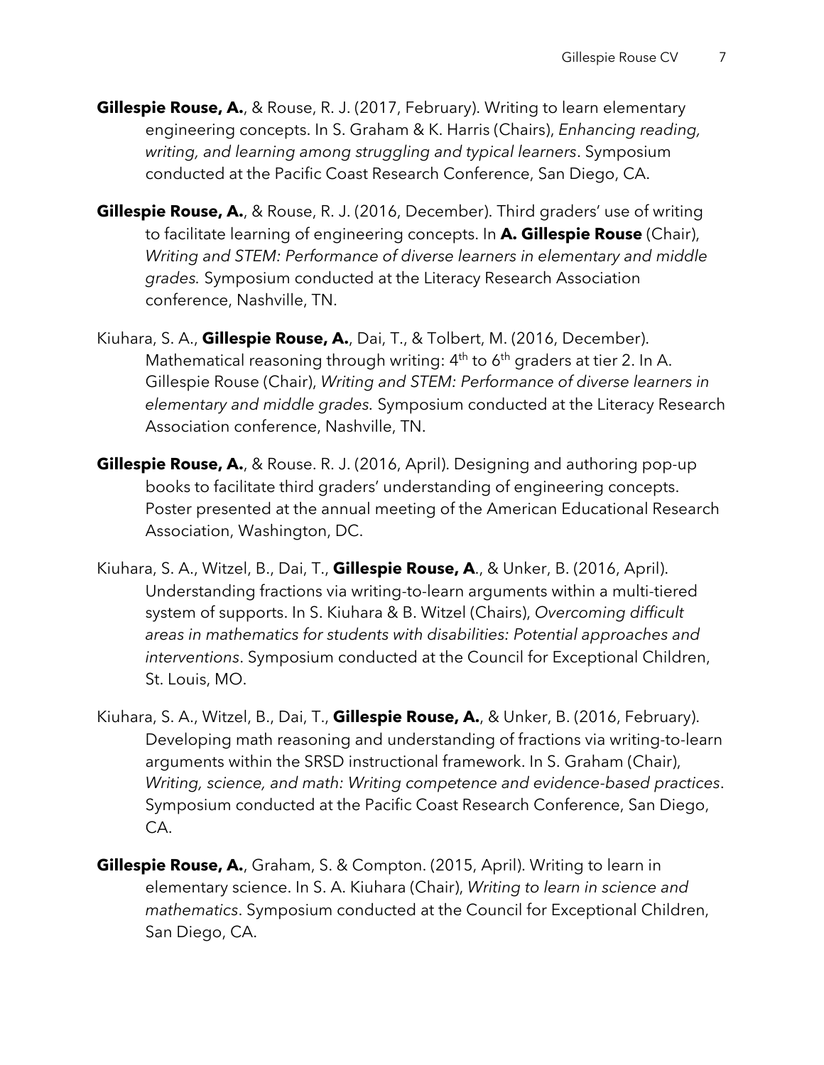**Gillespie Rouse, A.**, & Rouse, R. J. (2017, February). Writing to learn elementary engineering concepts. In S. Graham & K. Harris (Chairs), *Enhancing reading, writing, and learning among struggling and typical learners*. Symposium conducted at the Pacific Coast Research Conference, San Diego, CA.

**Gillespie Rouse, A.**, & Rouse, R. J. (2016, December). Third graders' use of writing to facilitate learning of engineering concepts. In **A. Gillespie Rouse** (Chair), *Writing and STEM: Performance of diverse learners in elementary and middle grades.* Symposium conducted at the Literacy Research Association conference, Nashville, TN.

Kiuhara, S. A., **Gillespie Rouse, A.**, Dai, T., & Tolbert, M. (2016, December). Mathematical reasoning through writing: 4th to 6th graders at tier 2. In A. Gillespie Rouse (Chair), *Writing and STEM: Performance of diverse learners in elementary and middle grades.* Symposium conducted at the Literacy Research Association conference, Nashville, TN.

**Gillespie Rouse, A.**, & Rouse. R. J. (2016, April). Designing and authoring pop-up books to facilitate third graders' understanding of engineering concepts. Poster presented at the annual meeting of the American Educational Research Association, Washington, DC.

Kiuhara, S. A., Witzel, B., Dai, T., **Gillespie Rouse, A**., & Unker, B. (2016, April). Understanding fractions via writing-to-learn arguments within a multi-tiered system of supports. In S. Kiuhara & B. Witzel (Chairs), *Overcoming difficult areas in mathematics for students with disabilities: Potential approaches and interventions*. Symposium conducted at the Council for Exceptional Children, St. Louis, MO.

Kiuhara, S. A., Witzel, B., Dai, T., **Gillespie Rouse, A.**, & Unker, B. (2016, February). Developing math reasoning and understanding of fractions via writing-to-learn arguments within the SRSD instructional framework. In S. Graham (Chair), *Writing, science, and math: Writing competence and evidence-based practices*. Symposium conducted at the Pacific Coast Research Conference, San Diego, CA.

**Gillespie Rouse, A.**, Graham, S. & Compton. (2015, April). Writing to learn in elementary science. In S. A. Kiuhara (Chair), *Writing to learn in science and mathematics*. Symposium conducted at the Council for Exceptional Children, San Diego, CA.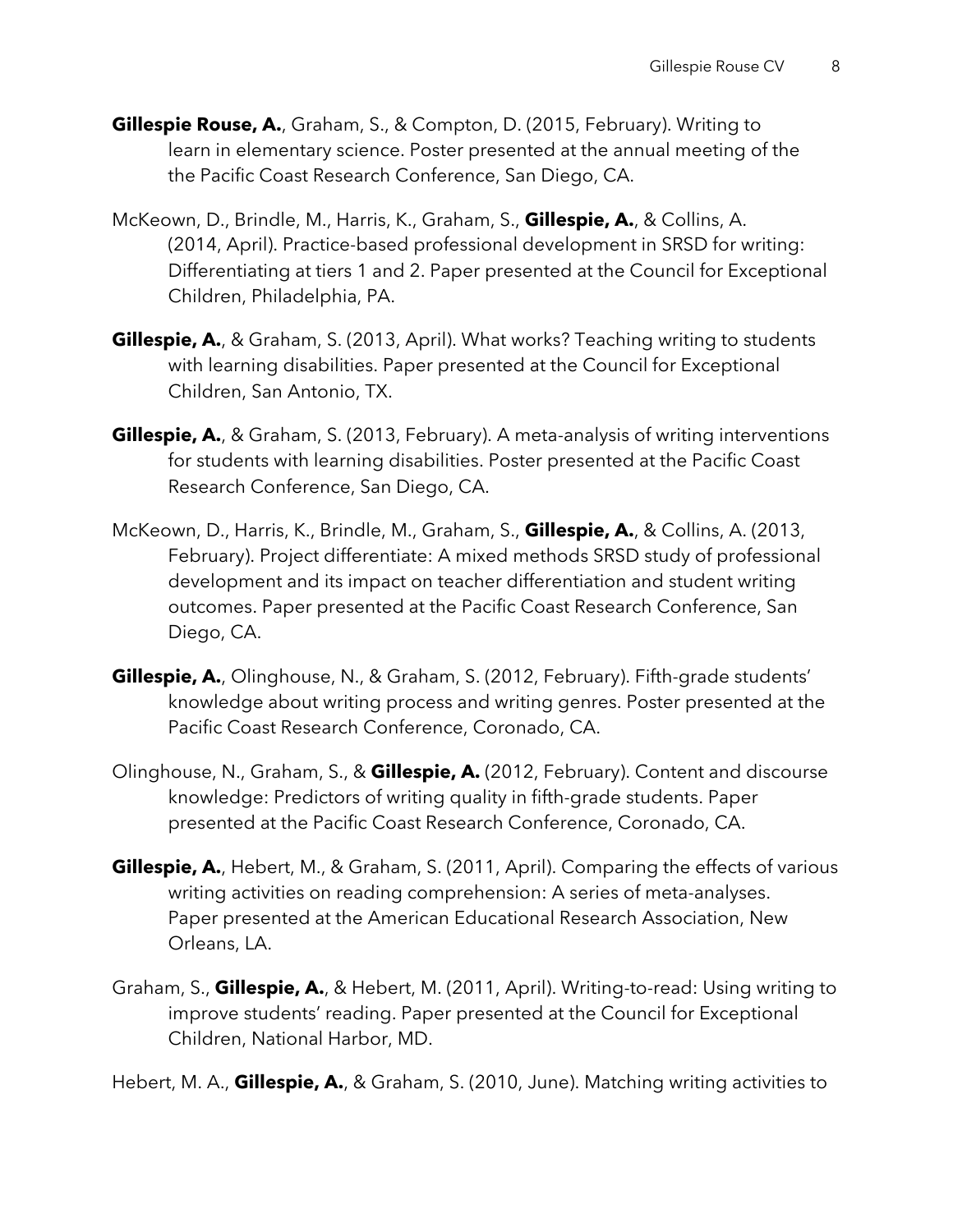**Gillespie Rouse, A.**, Graham, S., & Compton, D. (2015, February). Writing to learn in elementary science. Poster presented at the annual meeting of the the Pacific Coast Research Conference, San Diego, CA.

McKeown, D., Brindle, M., Harris, K., Graham, S., **Gillespie, A.**, & Collins, A. (2014, April). Practice-based professional development in SRSD for writing: Differentiating at tiers 1 and 2. Paper presented at the Council for Exceptional Children, Philadelphia, PA.

**Gillespie, A.**, & Graham, S. (2013, April). What works? Teaching writing to students with learning disabilities. Paper presented at the Council for Exceptional Children, San Antonio, TX.

**Gillespie, A.**, & Graham, S. (2013, February). A meta-analysis of writing interventions for students with learning disabilities. Poster presented at the Pacific Coast Research Conference, San Diego, CA.

McKeown, D., Harris, K., Brindle, M., Graham, S., **Gillespie, A.**, & Collins, A. (2013, February). Project differentiate: A mixed methods SRSD study of professional development and its impact on teacher differentiation and student writing outcomes. Paper presented at the Pacific Coast Research Conference, San Diego, CA.

**Gillespie, A.**, Olinghouse, N., & Graham, S. (2012, February). Fifth-grade students' knowledge about writing process and writing genres. Poster presented at the Pacific Coast Research Conference, Coronado, CA.

Olinghouse, N., Graham, S., & **Gillespie, A.** (2012, February). Content and discourse knowledge: Predictors of writing quality in fifth-grade students. Paper presented at the Pacific Coast Research Conference, Coronado, CA.

**Gillespie, A.**, Hebert, M., & Graham, S. (2011, April). Comparing the effects of various writing activities on reading comprehension: A series of meta-analyses. Paper presented at the American Educational Research Association, New Orleans, LA.

Graham, S., **Gillespie, A.**, & Hebert, M. (2011, April). Writing-to-read: Using writing to improve students' reading. Paper presented at the Council for Exceptional Children, National Harbor, MD.

Hebert, M. A., **Gillespie, A.**, & Graham, S. (2010, June). Matching writing activities to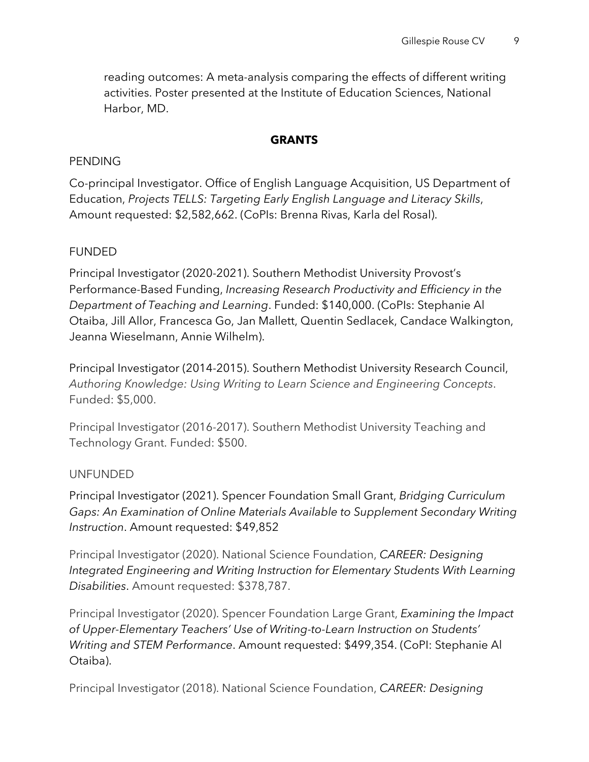reading outcomes: A meta-analysis comparing the effects of different writing activities. Poster presented at the Institute of Education Sciences, National Harbor, MD.

## GRANTS

PENDING

Co-principal Investigator. Office of English Language Acquisition, US Department of Education, *Projects TELLS: Targeting Early English Language and Literacy Skills*, Amount requested: $2,582,662. (CoPIs: Brenna Rivas, Karla del Rosal).

FUNDED

Principal Investigator (2020-2021). Southern Methodist University Provost's Performance-Based Funding, *Increasing Research Productivity and Efficiency in the Department of Teaching and Learning*. Funded: $140,000. (CoPIs: Stephanie Al Otaiba, Jill Allor, Francesca Go, Jan Mallett, Quentin Sedlacek, Candace Walkington, Jeanna Wieselmann, Annie Wilhelm).

Principal Investigator (2014-2015). Southern Methodist University Research Council, *Authoring Knowledge: Using Writing to Learn Science and Engineering Concepts*. Funded: $5,000.

Principal Investigator (2016-2017). Southern Methodist University Teaching and Technology Grant. Funded: $500.

UNFUNDED

Principal Investigator (2021). Spencer Foundation Small Grant, *Bridging Curriculum Gaps: An Examination of Online Materials Available to Supplement Secondary Writing Instruction*. Amount requested: $49,852

Principal Investigator (2020). National Science Foundation, *CAREER: Designing Integrated Engineering and Writing Instruction for Elementary Students With Learning Disabilities*. Amount requested: $378,787.

Principal Investigator (2020). Spencer Foundation Large Grant, *Examining the Impact of Upper-Elementary Teachers' Use of Writing-to-Learn Instruction on Students' Writing and STEM Performance*. Amount requested: $499,354. (CoPI: Stephanie Al Otaiba).

Principal Investigator (2018). National Science Foundation, *CAREER: Designing*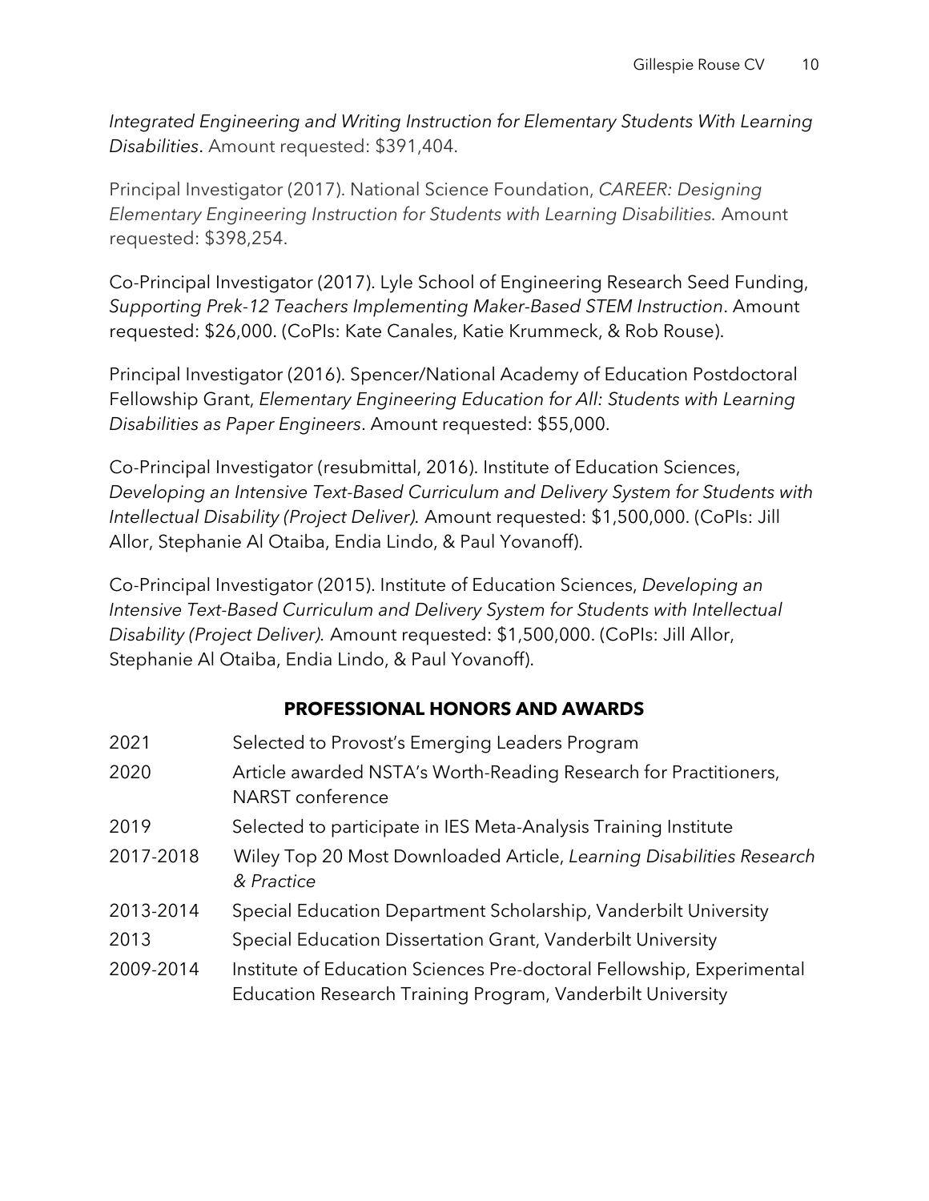*Integrated Engineering and Writing Instruction for Elementary Students With Learning Disabilities*. Amount requested: $391,404.

Principal Investigator (2017). National Science Foundation, *CAREER: Designing Elementary Engineering Instruction for Students with Learning Disabilities.* Amount requested: $398,254.

Co-Principal Investigator (2017). Lyle School of Engineering Research Seed Funding, *Supporting Prek-12 Teachers Implementing Maker-Based STEM Instruction*. Amount requested: $26,000. (CoPIs: Kate Canales, Katie Krummeck, & Rob Rouse).

Principal Investigator (2016). Spencer/National Academy of Education Postdoctoral Fellowship Grant, *Elementary Engineering Education for All: Students with Learning Disabilities as Paper Engineers*. Amount requested: $55,000.

Co-Principal Investigator (resubmittal, 2016). Institute of Education Sciences, *Developing an Intensive Text-Based Curriculum and Delivery System for Students with Intellectual Disability (Project Deliver).* Amount requested: $1,500,000. (CoPIs: Jill Allor, Stephanie Al Otaiba, Endia Lindo, & Paul Yovanoff).

Co-Principal Investigator (2015). Institute of Education Sciences, *Developing an Intensive Text-Based Curriculum and Delivery System for Students with Intellectual Disability (Project Deliver).* Amount requested: $1,500,000. (CoPIs: Jill Allor, Stephanie Al Otaiba, Endia Lindo, & Paul Yovanoff).

## PROFESSIONAL HONORS AND AWARDS

| | |
|---|---|
| 2021 | Selected to Provost's Emerging Leaders Program |
| 2020 | Article awarded NSTA's Worth-Reading Research for Practitioners, NARST conference |
| 2019 | Selected to participate in IES Meta-Analysis Training Institute |
| 2017-2018 | Wiley Top 20 Most Downloaded Article, *Learning Disabilities Research & Practice* |
| 2013-2014 | Special Education Department Scholarship, Vanderbilt University |
| 2013 | Special Education Dissertation Grant, Vanderbilt University |
| 2009-2014 | Institute of Education Sciences Pre-doctoral Fellowship, Experimental Education Research Training Program, Vanderbilt University |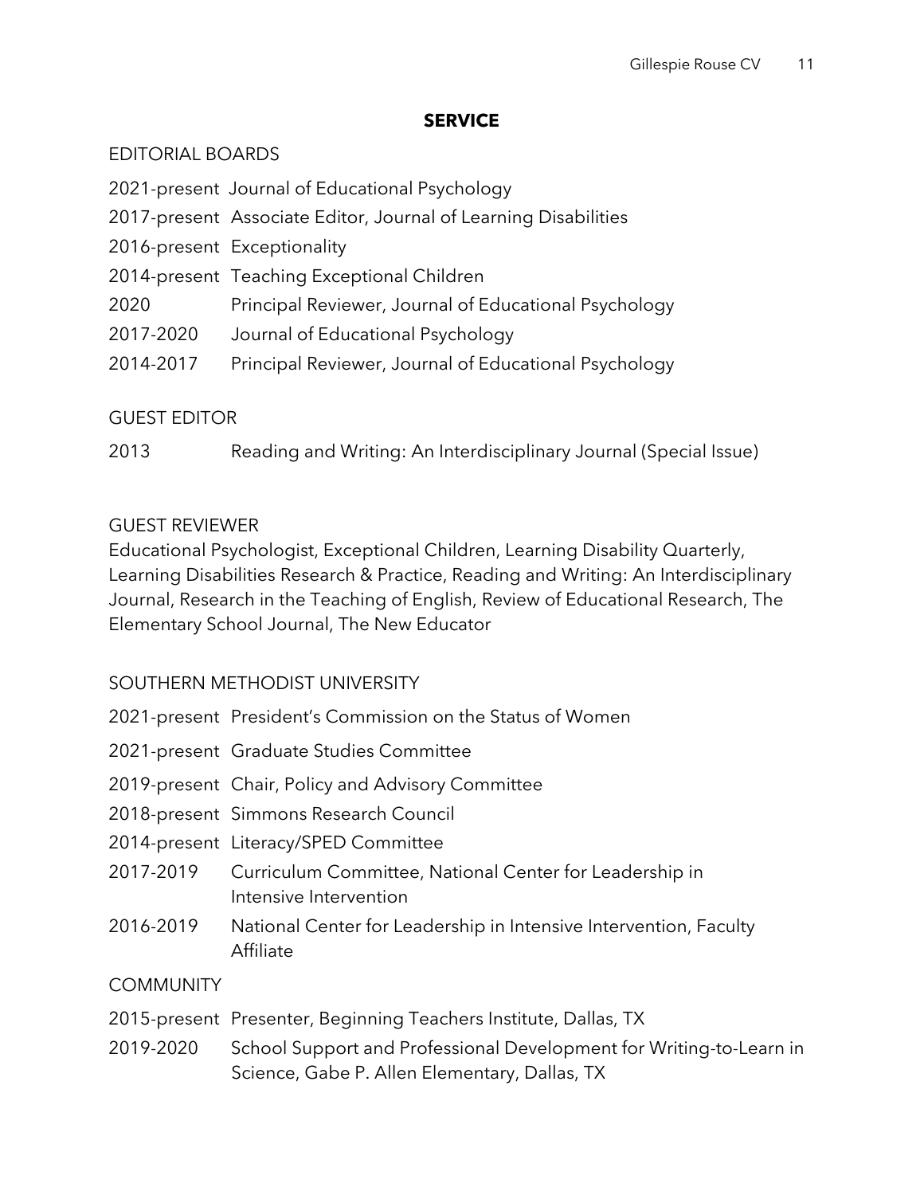## SERVICE

### EDITORIAL BOARDS

2021-present Journal of Educational Psychology
2017-present Associate Editor, Journal of Learning Disabilities
2016-present Exceptionality
2014-present Teaching Exceptional Children
2020 Principal Reviewer, Journal of Educational Psychology
2017-2020 Journal of Educational Psychology
2014-2017 Principal Reviewer, Journal of Educational Psychology

### GUEST EDITOR

2013 Reading and Writing: An Interdisciplinary Journal (Special Issue)

### GUEST REVIEWER

Educational Psychologist, Exceptional Children, Learning Disability Quarterly, Learning Disabilities Research & Practice, Reading and Writing: An Interdisciplinary Journal, Research in the Teaching of English, Review of Educational Research, The Elementary School Journal, The New Educator

### SOUTHERN METHODIST UNIVERSITY

2021-present President's Commission on the Status of Women
2021-present Graduate Studies Committee
2019-present Chair, Policy and Advisory Committee
2018-present Simmons Research Council
2014-present Literacy/SPED Committee
2017-2019 Curriculum Committee, National Center for Leadership in Intensive Intervention
2016-2019 National Center for Leadership in Intensive Intervention, Faculty Affiliate

### COMMUNITY

2015-present Presenter, Beginning Teachers Institute, Dallas, TX
2019-2020 School Support and Professional Development for Writing-to-Learn in Science, Gabe P. Allen Elementary, Dallas, TX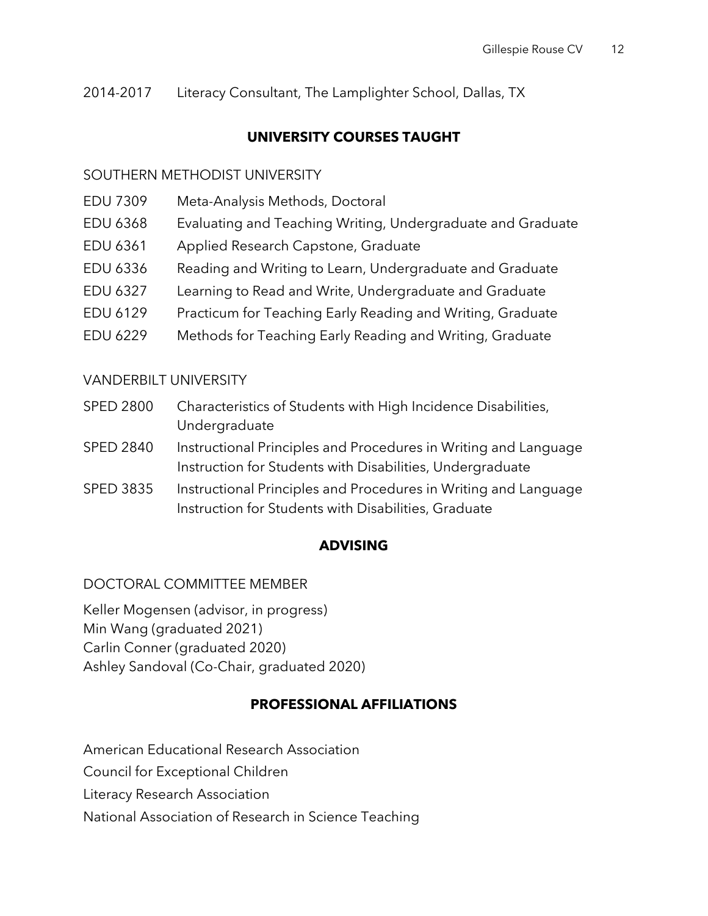2014-2017 Literacy Consultant, The Lamplighter School, Dallas, TX

## UNIVERSITY COURSES TAUGHT

SOUTHERN METHODIST UNIVERSITY

EDU 7309 Meta-Analysis Methods, Doctoral

EDU 6368 Evaluating and Teaching Writing, Undergraduate and Graduate

EDU 6361 Applied Research Capstone, Graduate

EDU 6336 Reading and Writing to Learn, Undergraduate and Graduate

EDU 6327 Learning to Read and Write, Undergraduate and Graduate

EDU 6129 Practicum for Teaching Early Reading and Writing, Graduate

EDU 6229 Methods for Teaching Early Reading and Writing, Graduate

VANDERBILT UNIVERSITY

SPED 2800 Characteristics of Students with High Incidence Disabilities, Undergraduate

SPED 2840 Instructional Principles and Procedures in Writing and Language Instruction for Students with Disabilities, Undergraduate

SPED 3835 Instructional Principles and Procedures in Writing and Language Instruction for Students with Disabilities, Graduate

## ADVISING

DOCTORAL COMMITTEE MEMBER

Keller Mogensen (advisor, in progress)
Min Wang (graduated 2021)
Carlin Conner (graduated 2020)
Ashley Sandoval (Co-Chair, graduated 2020)

## PROFESSIONAL AFFILIATIONS

American Educational Research Association

Council for Exceptional Children

Literacy Research Association

National Association of Research in Science Teaching